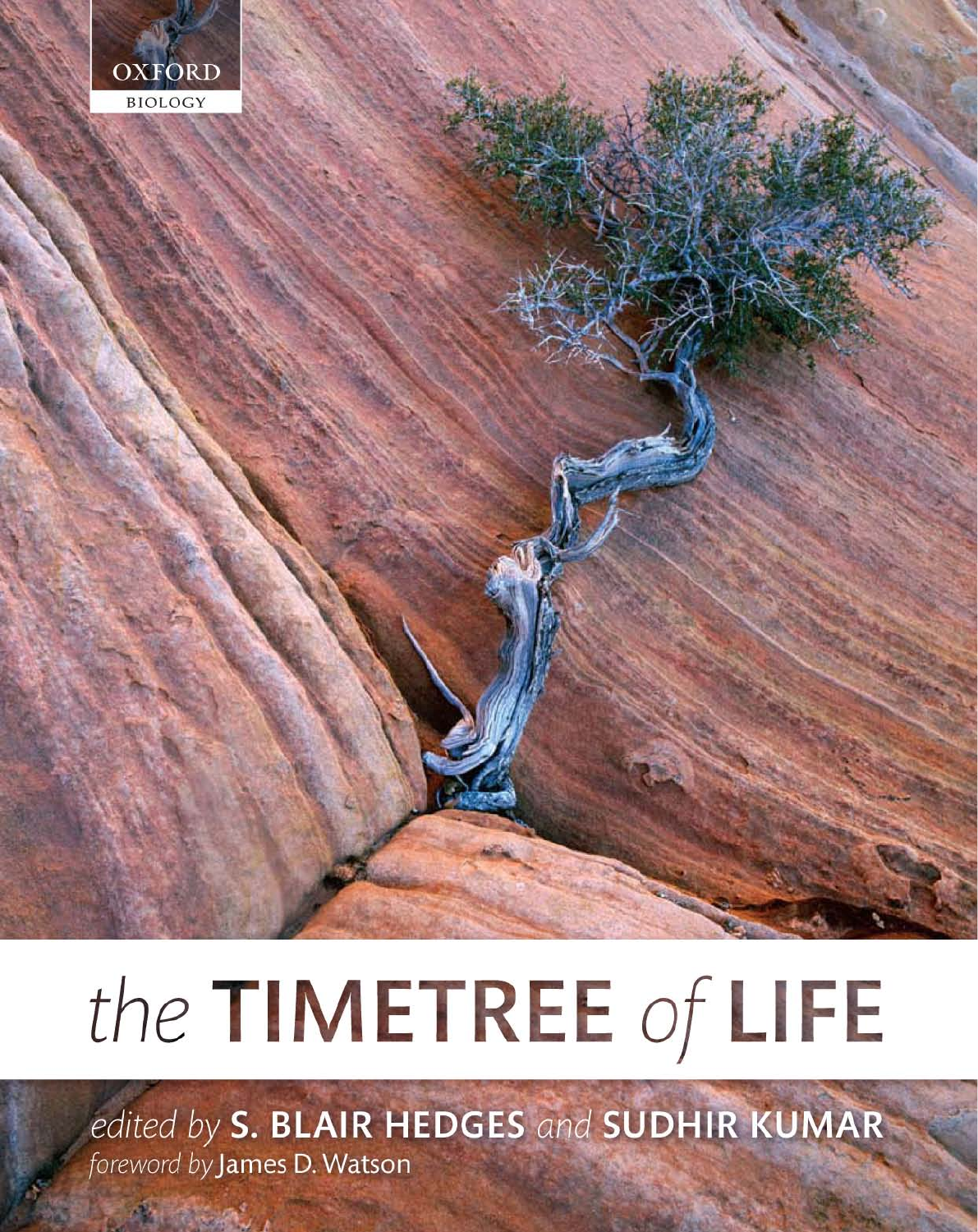OXFORD
BIOLOGY

# the TIMETREE of LIFE

*edited by* **S. BLAIR HEDGES** *and* **SUDHIR KUMAR**

*foreword by* James D. Watson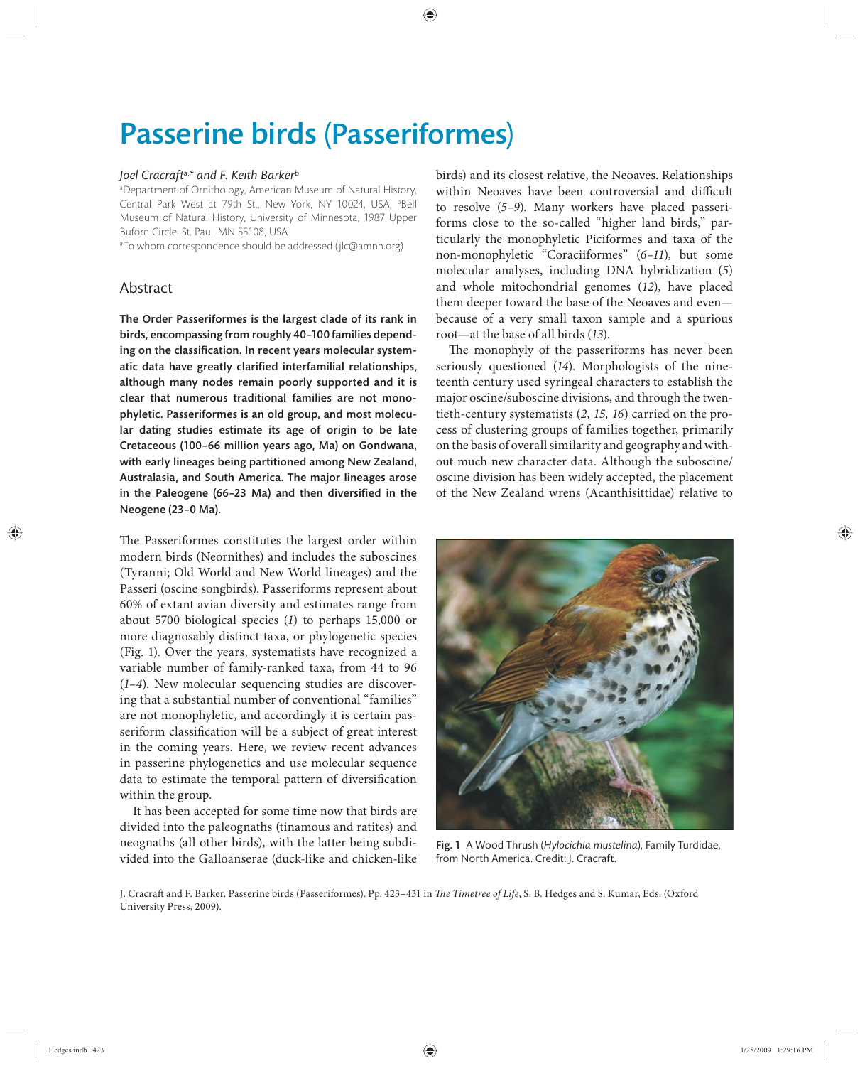# Passerine birds (Passeriformes)

*Joel Cracraft*[a,*] *and F. Keith Barker*[b]

[a]Department of Ornithology, American Museum of Natural History, Central Park West at 79th St., New York, NY 10024, USA; [b]Bell Museum of Natural History, University of Minnesota, 1987 Upper Buford Circle, St. Paul, MN 55108, USA

*To whom correspondence should be addressed (jlc@amnh.org)

## Abstract

**The Order Passeriformes is the largest clade of its rank in birds, encompassing from roughly 40–100 families depending on the classification. In recent years molecular systematic data have greatly clarified interfamilial relationships, although many nodes remain poorly supported and it is clear that numerous traditional families are not monophyletic. Passeriformes is an old group, and most molecular dating studies estimate its age of origin to be late Cretaceous (100–66 million years ago, Ma) on Gondwana, with early lineages being partitioned among New Zealand, Australasia, and South America. The major lineages arose in the Paleogene (66–23 Ma) and then diversified in the Neogene (23–0 Ma).**

The Passeriformes constitutes the largest order within modern birds (Neornithes) and includes the suboscines (Tyranni; Old World and New World lineages) and the Passeri (oscine songbirds). Passeriforms represent about 60% of extant avian diversity and estimates range from about 5700 biological species (*1*) to perhaps 15,000 or more diagnosably distinct taxa, or phylogenetic species (Fig. 1). Over the years, systematists have recognized a variable number of family-ranked taxa, from 44 to 96 (*1–4*). New molecular sequencing studies are discovering that a substantial number of conventional "families" are not monophyletic, and accordingly it is certain passeriform classification will be a subject of great interest in the coming years. Here, we review recent advances in passerine phylogenetics and use molecular sequence data to estimate the temporal pattern of diversification within the group.

It has been accepted for some time now that birds are divided into the paleognaths (tinamous and ratites) and neognaths (all other birds), with the latter being subdivided into the Galloanserae (duck-like and chicken-like birds) and its closest relative, the Neoaves. Relationships within Neoaves have been controversial and difficult to resolve (*5–9*). Many workers have placed passeriforms close to the so-called "higher land birds," particularly the monophyletic Piciformes and taxa of the non-monophyletic "Coraciiformes" (*6–11*), but some molecular analyses, including DNA hybridization (*5*) and whole mitochondrial genomes (*12*), have placed them deeper toward the base of the Neoaves and even—because of a very small taxon sample and a spurious root—at the base of all birds (*13*).

The monophyly of the passeriforms has never been seriously questioned (*14*). Morphologists of the nineteenth century used syringeal characters to establish the major oscine/suboscine divisions, and through the twentieth-century systematists (*2, 15, 16*) carried on the process of clustering groups of families together, primarily on the basis of overall similarity and geography and without much new character data. Although the suboscine/oscine division has been widely accepted, the placement of the New Zealand wrens (Acanthisittidae) relative to

Fig. 1 A Wood Thrush (*Hylocichla mustelina*), Family Turdidae, from North America. Credit: J. Cracraft.

J. Cracraft and F. Barker. Passerine birds (Passeriformes). Pp. 423–431 in *The Timetree of Life*, S. B. Hedges and S. Kumar, Eds. (Oxford University Press, 2009).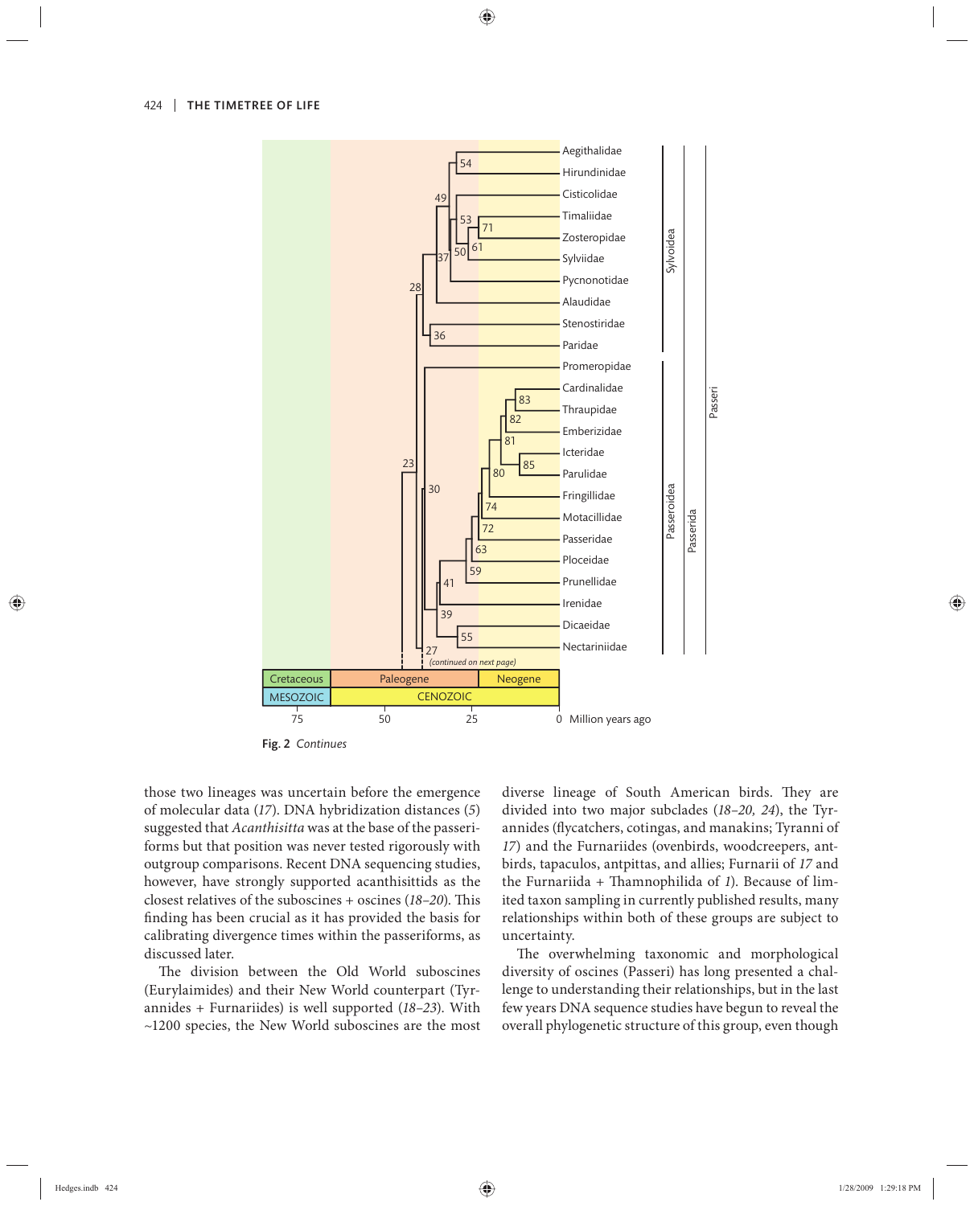Fig. 2 *Continues*

those two lineages was uncertain before the emergence of molecular data (*17*). DNA hybridization distances (*5*) suggested that *Acanthisitta* was at the base of the passeriforms but that position was never tested rigorously with outgroup comparisons. Recent DNA sequencing studies, however, have strongly supported acanthisittids as the closest relatives of the suboscines + oscines (*18–20*). This finding has been crucial as it has provided the basis for calibrating divergence times within the passeriforms, as discussed later.

The division between the Old World suboscines (Eurylaimides) and their New World counterpart (Tyrannides + Furnariides) is well supported (*18–23*). With ~1200 species, the New World suboscines are the most diverse lineage of South American birds. They are divided into two major subclades (*18–20, 24*), the Tyrannides (flycatchers, cotingas, and manakins; Tyranni of *17*) and the Furnariides (ovenbirds, woodcreepers, antbirds, tapaculos, antpittas, and allies; Furnarii of *17* and the Furnariida + Thamnophilida of *1*). Because of limited taxon sampling in currently published results, many relationships within both of these groups are subject to uncertainty.

The overwhelming taxonomic and morphological diversity of oscines (Passeri) has long presented a challenge to understanding their relationships, but in the last few years DNA sequence studies have begun to reveal the overall phylogenetic structure of this group, even though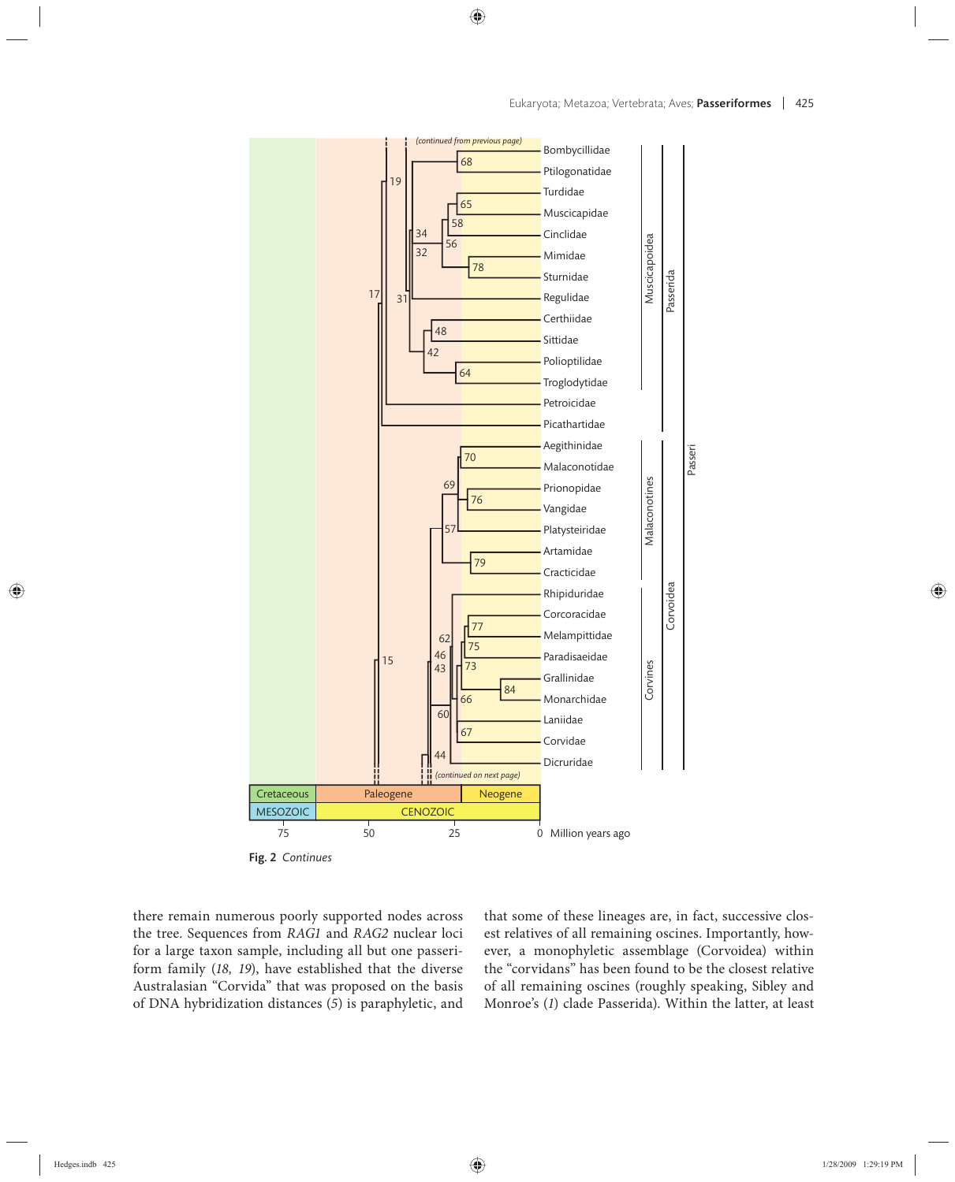Fig. 2 *Continues*

there remain numerous poorly supported nodes across the tree. Sequences from *RAG1* and *RAG2* nuclear loci for a large taxon sample, including all but one passeriform family (*18, 19*), have established that the diverse Australasian "Corvida" that was proposed on the basis of DNA hybridization distances (*5*) is paraphyletic, and that some of these lineages are, in fact, successive closest relatives of all remaining oscines. Importantly, however, a monophyletic assemblage (Corvoidea) within the "corvidans" has been found to be the closest relative of all remaining oscines (roughly speaking, Sibley and Monroe's (*1*) clade Passerida). Within the latter, at least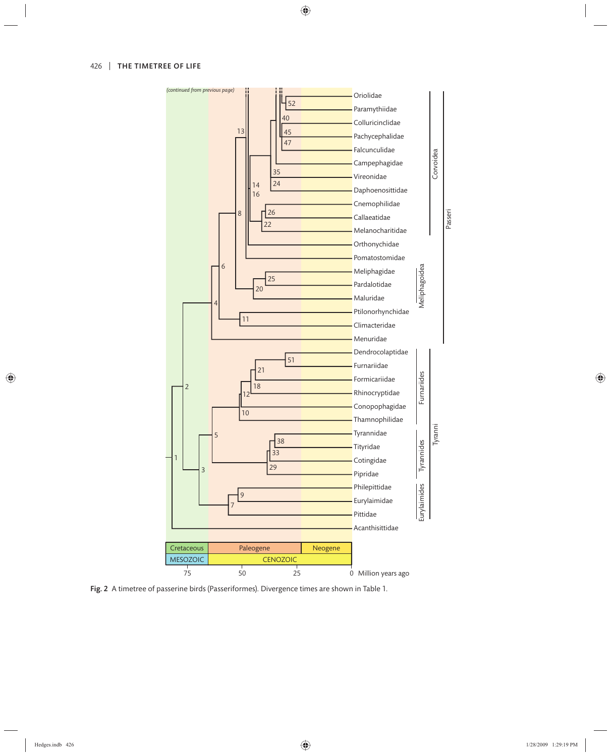Fig. 2 A timetree of passerine birds (Passeriformes). Divergence times are shown in Table 1.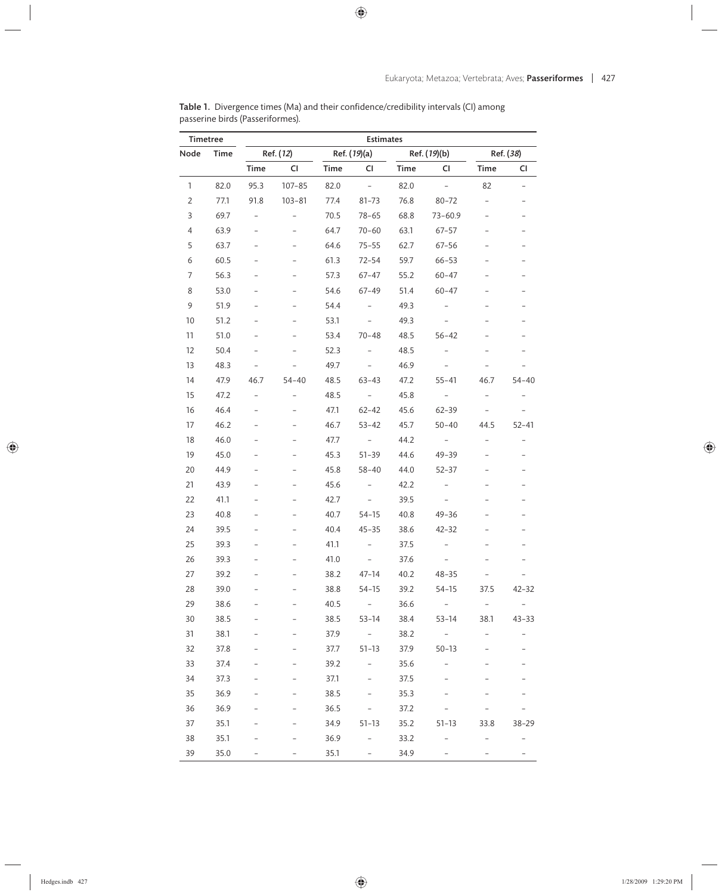**Table 1.** Divergence times (Ma) and their confidence/credibility intervals (CI) among passerine birds (Passeriformes).

| Timetree | | Estimates | | | | | | | |
|---|---|---|---|---|---|---|---|---|---|
| | | Ref. (*12*) | | Ref. (*19*)(a) | | Ref. (*19*)(b) | | Ref. (*38*) | |
| Node | Time | Time | CI | Time | CI | Time | CI | Time | CI |
| 1 | 82.0 | 95.3 | 107–85 | 82.0 | – | 82.0 | – | 82 | – |
| 2 | 77.1 | 91.8 | 103–81 | 77.4 | 81–73 | 76.8 | 80–72 | – | – |
| 3 | 69.7 | – | – | 70.5 | 78–65 | 68.8 | 73–60.9 | – | – |
| 4 | 63.9 | – | – | 64.7 | 70–60 | 63.1 | 67–57 | – | – |
| 5 | 63.7 | – | – | 64.6 | 75–55 | 62.7 | 67–56 | – | – |
| 6 | 60.5 | – | – | 61.3 | 72–54 | 59.7 | 66–53 | – | – |
| 7 | 56.3 | – | – | 57.3 | 67–47 | 55.2 | 60–47 | – | – |
| 8 | 53.0 | – | – | 54.6 | 67–49 | 51.4 | 60–47 | – | – |
| 9 | 51.9 | – | – | 54.4 | – | 49.3 | – | – | – |
| 10 | 51.2 | – | – | 53.1 | – | 49.3 | – | – | – |
| 11 | 51.0 | – | – | 53.4 | 70–48 | 48.5 | 56–42 | – | – |
| 12 | 50.4 | – | – | 52.3 | – | 48.5 | – | – | – |
| 13 | 48.3 | – | – | 49.7 | – | 46.9 | – | – | – |
| 14 | 47.9 | 46.7 | 54–40 | 48.5 | 63–43 | 47.2 | 55–41 | 46.7 | 54–40 |
| 15 | 47.2 | – | – | 48.5 | – | 45.8 | – | – | – |
| 16 | 46.4 | – | – | 47.1 | 62–42 | 45.6 | 62–39 | – | – |
| 17 | 46.2 | – | – | 46.7 | 53–42 | 45.7 | 50–40 | 44.5 | 52–41 |
| 18 | 46.0 | – | – | 47.7 | – | 44.2 | – | – | – |
| 19 | 45.0 | – | – | 45.3 | 51–39 | 44.6 | 49–39 | – | – |
| 20 | 44.9 | – | – | 45.8 | 58–40 | 44.0 | 52–37 | – | – |
| 21 | 43.9 | – | – | 45.6 | – | 42.2 | – | – | – |
| 22 | 41.1 | – | – | 42.7 | – | 39.5 | – | – | – |
| 23 | 40.8 | – | – | 40.7 | 54–15 | 40.8 | 49–36 | – | – |
| 24 | 39.5 | – | – | 40.4 | 45–35 | 38.6 | 42–32 | – | – |
| 25 | 39.3 | – | – | 41.1 | – | 37.5 | – | – | – |
| 26 | 39.3 | – | – | 41.0 | – | 37.6 | – | – | – |
| 27 | 39.2 | – | – | 38.2 | 47–14 | 40.2 | 48–35 | – | – |
| 28 | 39.0 | – | – | 38.8 | 54–15 | 39.2 | 54–15 | 37.5 | 42–32 |
| 29 | 38.6 | – | – | 40.5 | – | 36.6 | – | – | – |
| 30 | 38.5 | – | – | 38.5 | 53–14 | 38.4 | 53–14 | 38.1 | 43–33 |
| 31 | 38.1 | – | – | 37.9 | – | 38.2 | – | – | – |
| 32 | 37.8 | – | – | 37.7 | 51–13 | 37.9 | 50–13 | – | – |
| 33 | 37.4 | – | – | 39.2 | – | 35.6 | – | – | – |
| 34 | 37.3 | – | – | 37.1 | – | 37.5 | – | – | – |
| 35 | 36.9 | – | – | 38.5 | – | 35.3 | – | – | – |
| 36 | 36.9 | – | – | 36.5 | – | 37.2 | – | – | – |
| 37 | 35.1 | – | – | 34.9 | 51–13 | 35.2 | 51–13 | 33.8 | 38–29 |
| 38 | 35.1 | – | – | 36.9 | – | 33.2 | – | – | – |
| 39 | 35.0 | – | – | 35.1 | – | 34.9 | – | – | – |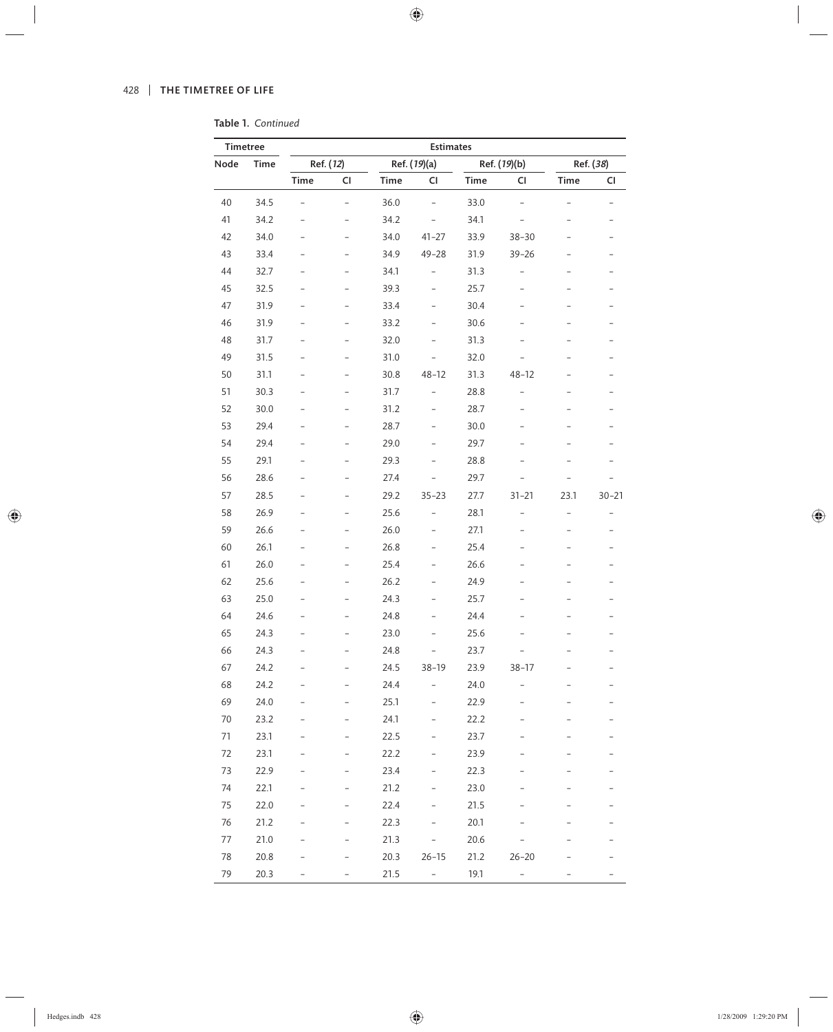**Table 1.** *Continued*

| Timetree | | Estimates | | | | | | | |
|---|---|---|---|---|---|---|---|---|---|
| Node | Time | Ref. (*12*) | | Ref. (*19*)(a) | | Ref. (*19*)(b) | | Ref. (*38*) | |
| | | Time | CI | Time | CI | Time | CI | Time | CI |
| 40 | 34.5 | – | – | 36.0 | – | 33.0 | – | – | – |
| 41 | 34.2 | – | – | 34.2 | – | 34.1 | – | – | – |
| 42 | 34.0 | – | – | 34.0 | 41–27 | 33.9 | 38–30 | – | – |
| 43 | 33.4 | – | – | 34.9 | 49–28 | 31.9 | 39–26 | – | – |
| 44 | 32.7 | – | – | 34.1 | – | 31.3 | – | – | – |
| 45 | 32.5 | – | – | 39.3 | – | 25.7 | – | – | – |
| 47 | 31.9 | – | – | 33.4 | – | 30.4 | – | – | – |
| 46 | 31.9 | – | – | 33.2 | – | 30.6 | – | – | – |
| 48 | 31.7 | – | – | 32.0 | – | 31.3 | – | – | – |
| 49 | 31.5 | – | – | 31.0 | – | 32.0 | – | – | – |
| 50 | 31.1 | – | – | 30.8 | 48–12 | 31.3 | 48–12 | – | – |
| 51 | 30.3 | – | – | 31.7 | – | 28.8 | – | – | – |
| 52 | 30.0 | – | – | 31.2 | – | 28.7 | – | – | – |
| 53 | 29.4 | – | – | 28.7 | – | 30.0 | – | – | – |
| 54 | 29.4 | – | – | 29.0 | – | 29.7 | – | – | – |
| 55 | 29.1 | – | – | 29.3 | – | 28.8 | – | – | – |
| 56 | 28.6 | – | – | 27.4 | – | 29.7 | – | – | – |
| 57 | 28.5 | – | – | 29.2 | 35–23 | 27.7 | 31–21 | 23.1 | 30–21 |
| 58 | 26.9 | – | – | 25.6 | – | 28.1 | – | – | – |
| 59 | 26.6 | – | – | 26.0 | – | 27.1 | – | – | – |
| 60 | 26.1 | – | – | 26.8 | – | 25.4 | – | – | – |
| 61 | 26.0 | – | – | 25.4 | – | 26.6 | – | – | – |
| 62 | 25.6 | – | – | 26.2 | – | 24.9 | – | – | – |
| 63 | 25.0 | – | – | 24.3 | – | 25.7 | – | – | – |
| 64 | 24.6 | – | – | 24.8 | – | 24.4 | – | – | – |
| 65 | 24.3 | – | – | 23.0 | – | 25.6 | – | – | – |
| 66 | 24.3 | – | – | 24.8 | – | 23.7 | – | – | – |
| 67 | 24.2 | – | – | 24.5 | 38–19 | 23.9 | 38–17 | – | – |
| 68 | 24.2 | – | – | 24.4 | – | 24.0 | – | – | – |
| 69 | 24.0 | – | – | 25.1 | – | 22.9 | – | – | – |
| 70 | 23.2 | – | – | 24.1 | – | 22.2 | – | – | – |
| 71 | 23.1 | – | – | 22.5 | – | 23.7 | – | – | – |
| 72 | 23.1 | – | – | 22.2 | – | 23.9 | – | – | – |
| 73 | 22.9 | – | – | 23.4 | – | 22.3 | – | – | – |
| 74 | 22.1 | – | – | 21.2 | – | 23.0 | – | – | – |
| 75 | 22.0 | – | – | 22.4 | – | 21.5 | – | – | – |
| 76 | 21.2 | – | – | 22.3 | – | 20.1 | – | – | – |
| 77 | 21.0 | – | – | 21.3 | – | 20.6 | – | – | – |
| 78 | 20.8 | – | – | 20.3 | 26–15 | 21.2 | 26–20 | – | – |
| 79 | 20.3 | – | – | 21.5 | – | 19.1 | – | – | – |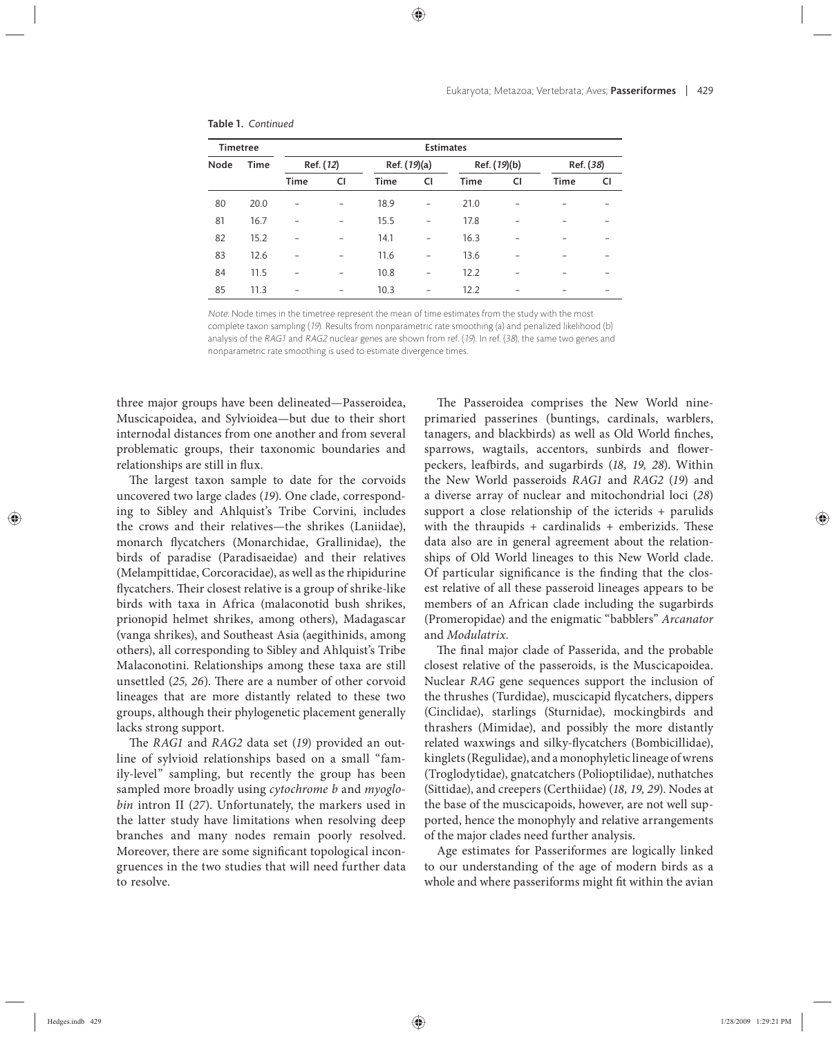**Table 1.** *Continued*

| Timetree | | Estimates | | | | | | | |
|---|---|---|---|---|---|---|---|---|---|
| Node | Time | Ref. (*12*) | | Ref. (*19*)(a) | | Ref. (*19*)(b) | | Ref. (*38*) | |
| | | Time | CI | Time | CI | Time | CI | Time | CI |
| 80 | 20.0 | – | – | 18.9 | – | 21.0 | – | – | – |
| 81 | 16.7 | – | – | 15.5 | – | 17.8 | – | – | – |
| 82 | 15.2 | – | – | 14.1 | – | 16.3 | – | – | – |
| 83 | 12.6 | – | – | 11.6 | – | 13.6 | – | – | – |
| 84 | 11.5 | – | – | 10.8 | – | 12.2 | – | – | – |
| 85 | 11.3 | – | – | 10.3 | – | 12.2 | – | – | – |

*Note*: Node times in the timetree represent the mean of time estimates from the study with the most complete taxon sampling (*19*). Results from nonparametric rate smoothing (a) and penalized likelihood (b) analysis of the *RAG1* and *RAG2* nuclear genes are shown from ref. (*19*). In ref. (*38*), the same two genes and nonparametric rate smoothing is used to estimate divergence times.

three major groups have been delineated—Passeroidea, Muscicapoidea, and Sylvioidea—but due to their short internodal distances from one another and from several problematic groups, their taxonomic boundaries and relationships are still in flux.

The largest taxon sample to date for the corvoids uncovered two large clades (*19*). One clade, corresponding to Sibley and Ahlquist's Tribe Corvini, includes the crows and their relatives—the shrikes (Laniidae), monarch flycatchers (Monarchidae, Grallinidae), the birds of paradise (Paradisaeidae) and their relatives (Melampittidae, Corcoracidae), as well as the rhipidurine flycatchers. Their closest relative is a group of shrike-like birds with taxa in Africa (malaconotid bush shrikes, prionopid helmet shrikes, among others), Madagascar (vanga shrikes), and Southeast Asia (aegithinids, among others), all corresponding to Sibley and Ahlquist's Tribe Malaconotini. Relationships among these taxa are still unsettled (*25, 26*). There are a number of other corvoid lineages that are more distantly related to these two groups, although their phylogenetic placement generally lacks strong support.

The *RAG1* and *RAG2* data set (*19*) provided an outline of sylvioid relationships based on a small "family-level" sampling, but recently the group has been sampled more broadly using *cytochrome b* and *myoglobin* intron II (*27*). Unfortunately, the markers used in the latter study have limitations when resolving deep branches and many nodes remain poorly resolved. Moreover, there are some significant topological incongruences in the two studies that will need further data to resolve.

The Passeroidea comprises the New World nine-primaried passerines (buntings, cardinals, warblers, tanagers, and blackbirds) as well as Old World finches, sparrows, wagtails, accentors, sunbirds and flowerpeckers, leafbirds, and sugarbirds (*18, 19, 28*). Within the New World passeroids *RAG1* and *RAG2* (*19*) and a diverse array of nuclear and mitochondrial loci (*28*) support a close relationship of the icterids + parulids with the thraupids + cardinalids + emberizids. These data also are in general agreement about the relationships of Old World lineages to this New World clade. Of particular significance is the finding that the closest relative of all these passeroid lineages appears to be members of an African clade including the sugarbirds (Promeropidae) and the enigmatic "babblers" *Arcanator* and *Modulatrix*.

The final major clade of Passerida, and the probable closest relative of the passeroids, is the Muscicapoidea. Nuclear *RAG* gene sequences support the inclusion of the thrushes (Turdidae), muscicapid flycatchers, dippers (Cinclidae), starlings (Sturnidae), mockingbirds and thrashers (Mimidae), and possibly the more distantly related waxwings and silky-flycatchers (Bombicillidae), kinglets (Regulidae), and a monophyletic lineage of wrens (Troglodytidae), gnatcatchers (Polioptilidae), nuthatches (Sittidae), and creepers (Certhiidae) (*18, 19, 29*). Nodes at the base of the muscicapoids, however, are not well supported, hence the monophyly and relative arrangements of the major clades need further analysis.

Age estimates for Passeriformes are logically linked to our understanding of the age of modern birds as a whole and where passeriforms might fit within the avian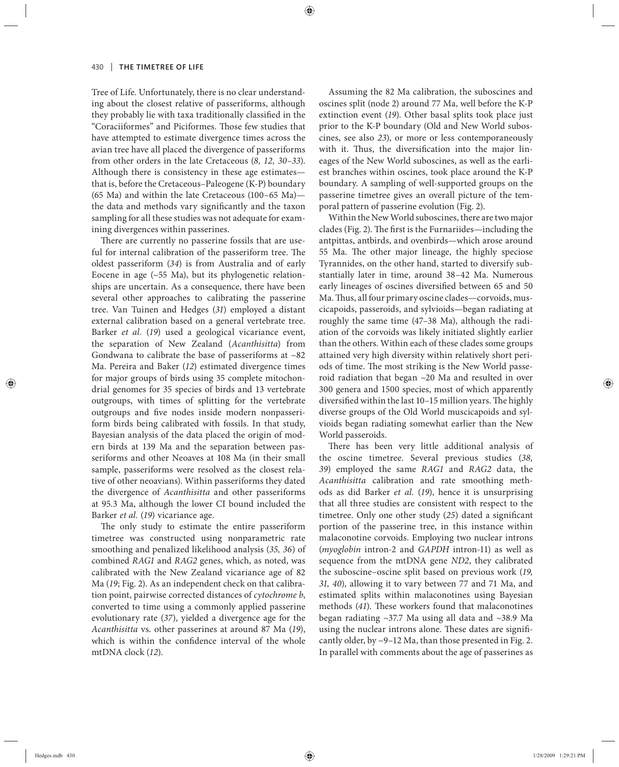Tree of Life. Unfortunately, there is no clear understanding about the closest relative of passeriforms, although they probably lie with taxa traditionally classified in the "Coraciiformes" and Piciformes. Those few studies that have attempted to estimate divergence times across the avian tree have all placed the divergence of passeriforms from other orders in the late Cretaceous (*8, 12, 30–33*). Although there is consistency in these age estimates—that is, before the Cretaceous–Paleogene (K-P) boundary (65 Ma) and within the late Cretaceous (100–65 Ma)—the data and methods vary significantly and the taxon sampling for all these studies was not adequate for examining divergences within passerines.

There are currently no passerine fossils that are useful for internal calibration of the passeriform tree. The oldest passeriform (*34*) is from Australia and of early Eocene in age (~55 Ma), but its phylogenetic relationships are uncertain. As a consequence, there have been several other approaches to calibrating the passerine tree. Van Tuinen and Hedges (*31*) employed a distant external calibration based on a general vertebrate tree. Barker *et al*. (*19*) used a geological vicariance event, the separation of New Zealand (*Acanthisitta*) from Gondwana to calibrate the base of passeriforms at ~82 Ma. Pereira and Baker (*12*) estimated divergence times for major groups of birds using 35 complete mitochondrial genomes for 35 species of birds and 13 vertebrate outgroups, with times of splitting for the vertebrate outgroups and five nodes inside modern nonpasseriform birds being calibrated with fossils. In that study, Bayesian analysis of the data placed the origin of modern birds at 139 Ma and the separation between passeriforms and other Neoaves at 108 Ma (in their small sample, passeriforms were resolved as the closest relative of other neoavians). Within passeriforms they dated the divergence of *Acanthisitta* and other passeriforms at 95.3 Ma, although the lower CI bound included the Barker *et al.* (*19*) vicariance age.

The only study to estimate the entire passeriform timetree was constructed using nonparametric rate smoothing and penalized likelihood analysis (*35, 36*) of combined *RAG1* and *RAG2* genes, which, as noted, was calibrated with the New Zealand vicariance age of 82 Ma (*19*; Fig. 2). As an independent check on that calibration point, pairwise corrected distances of *cytochrome b*, converted to time using a commonly applied passerine evolutionary rate (*37*), yielded a divergence age for the *Acanthisitta* vs. other passerines at around 87 Ma (*19*), which is within the confidence interval of the whole mtDNA clock (*12*).

Assuming the 82 Ma calibration, the suboscines and oscines split (node 2) around 77 Ma, well before the K-P extinction event (*19*). Other basal splits took place just prior to the K-P boundary (Old and New World suboscines, see also *23*), or more or less contemporaneously with it. Thus, the diversification into the major lineages of the New World suboscines, as well as the earliest branches within oscines, took place around the K-P boundary. A sampling of well-supported groups on the passerine timetree gives an overall picture of the temporal pattern of passerine evolution (Fig. 2).

Within the New World suboscines, there are two major clades (Fig. 2). The first is the Furnariides—including the antpittas, antbirds, and ovenbirds—which arose around 55 Ma. The other major lineage, the highly speciose Tyrannides, on the other hand, started to diversify substantially later in time, around 38–42 Ma. Numerous early lineages of oscines diversified between 65 and 50 Ma. Thus, all four primary oscine clades—corvoids, muscicapoids, passeroids, and sylvioids—began radiating at roughly the same time (47–38 Ma), although the radiation of the corvoids was likely initiated slightly earlier than the others. Within each of these clades some groups attained very high diversity within relatively short periods of time. The most striking is the New World passeroid radiation that began ~20 Ma and resulted in over 300 genera and 1500 species, most of which apparently diversified within the last 10–15 million years. The highly diverse groups of the Old World muscicapoids and sylvioids began radiating somewhat earlier than the New World passeroids.

There has been very little additional analysis of the oscine timetree. Several previous studies (*38, 39*) employed the same *RAG1* and *RAG2* data, the *Acanthisitta* calibration and rate smoothing methods as did Barker *et al.* (*19*), hence it is unsurprising that all three studies are consistent with respect to the timetree. Only one other study (*25*) dated a significant portion of the passerine tree, in this instance within malaconotine corvoids. Employing two nuclear introns (*myoglobin* intron-2 and *GAPDH* intron-11) as well as sequence from the mtDNA gene *ND2*, they calibrated the suboscine–oscine split based on previous work (*19, 31, 40*), allowing it to vary between 77 and 71 Ma, and estimated splits within malaconotines using Bayesian methods (*41*). These workers found that malaconotines began radiating ~37.7 Ma using all data and ~38.9 Ma using the nuclear introns alone. These dates are significantly older, by ~9–12 Ma, than those presented in Fig. 2. In parallel with comments about the age of passerines as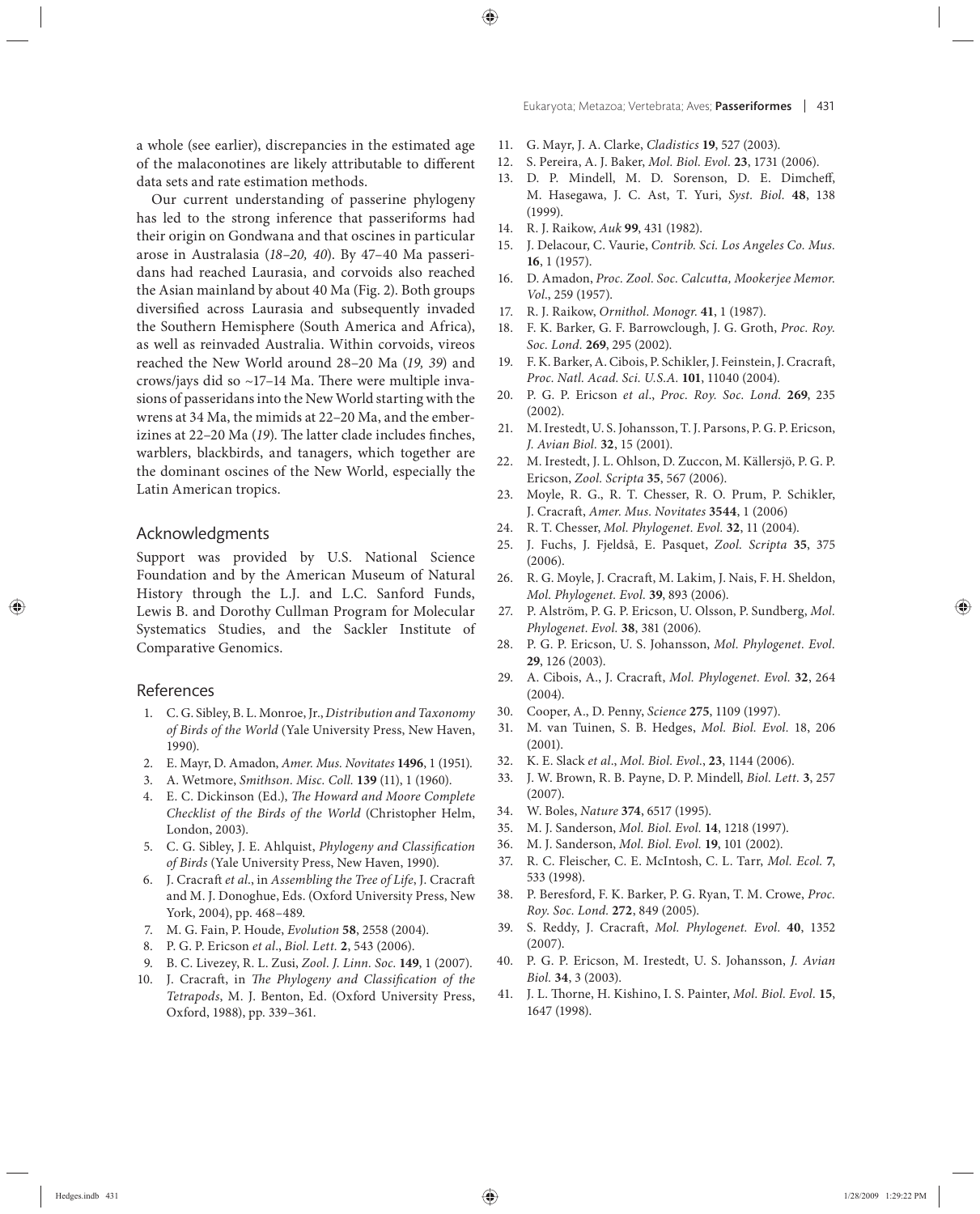a whole (see earlier), discrepancies in the estimated age of the malaconotines are likely attributable to different data sets and rate estimation methods.

Our current understanding of passerine phylogeny has led to the strong inference that passeriforms had their origin on Gondwana and that oscines in particular arose in Australasia (*18–20, 40*). By 47–40 Ma passeridans had reached Laurasia, and corvoids also reached the Asian mainland by about 40 Ma (Fig. 2). Both groups diversified across Laurasia and subsequently invaded the Southern Hemisphere (South America and Africa), as well as reinvaded Australia. Within corvoids, vireos reached the New World around 28–20 Ma (*19, 39*) and crows/jays did so ~17–14 Ma. There were multiple invasions of passeridans into the New World starting with the wrens at 34 Ma, the mimids at 22–20 Ma, and the emberizines at 22–20 Ma (*19*). The latter clade includes finches, warblers, blackbirds, and tanagers, which together are the dominant oscines of the New World, especially the Latin American tropics.

## Acknowledgments

Support was provided by U.S. National Science Foundation and by the American Museum of Natural History through the L.J. and L.C. Sanford Funds, Lewis B. and Dorothy Cullman Program for Molecular Systematics Studies, and the Sackler Institute of Comparative Genomics.

## References

1. C. G. Sibley, B. L. Monroe, Jr., *Distribution and Taxonomy of Birds of the World* (Yale University Press, New Haven, 1990).
2. E. Mayr, D. Amadon, *Amer. Mus. Novitates* **1496**, 1 (1951).
3. A. Wetmore, *Smithson. Misc. Coll.* **139** (11), 1 (1960).
4. E. C. Dickinson (Ed.), *The Howard and Moore Complete Checklist of the Birds of the World* (Christopher Helm, London, 2003).
5. C. G. Sibley, J. E. Ahlquist, *Phylogeny and Classification of Birds* (Yale University Press, New Haven, 1990).
6. J. Cracraft *et al.*, in *Assembling the Tree of Life*, J. Cracraft and M. J. Donoghue, Eds. (Oxford University Press, New York, 2004), pp. 468–489.
7. M. G. Fain, P. Houde, *Evolution* **58**, 2558 (2004).
8. P. G. P. Ericson *et al.*, *Biol. Lett.* **2**, 543 (2006).
9. B. C. Livezey, R. L. Zusi, *Zool. J. Linn. Soc.* **149**, 1 (2007).
10. J. Cracraft, in *The Phylogeny and Classification of the Tetrapods*, M. J. Benton, Ed. (Oxford University Press, Oxford, 1988), pp. 339–361.
11. G. Mayr, J. A. Clarke, *Cladistics* **19**, 527 (2003).
12. S. Pereira, A. J. Baker, *Mol. Biol. Evol.* **23**, 1731 (2006).
13. D. P. Mindell, M. D. Sorenson, D. E. Dimcheff, M. Hasegawa, J. C. Ast, T. Yuri, *Syst. Biol.* **48**, 138 (1999).
14. R. J. Raikow, *Auk* **99**, 431 (1982).
15. J. Delacour, C. Vaurie, *Contrib. Sci. Los Angeles Co. Mus.* **16**, 1 (1957).
16. D. Amadon, *Proc. Zool. Soc. Calcutta, Mookerjee Memor. Vol.*, 259 (1957).
17. R. J. Raikow, *Ornithol. Monogr.* **41**, 1 (1987).
18. F. K. Barker, G. F. Barrowclough, J. G. Groth, *Proc. Roy. Soc. Lond.* **269**, 295 (2002).
19. F. K. Barker, A. Cibois, P. Schikler, J. Feinstein, J. Cracraft, *Proc. Natl. Acad. Sci. U.S.A.* **101**, 11040 (2004).
20. P. G. P. Ericson *et al.*, *Proc. Roy. Soc. Lond.* **269**, 235 (2002).
21. M. Irestedt, U. S. Johansson, T. J. Parsons, P. G. P. Ericson, *J. Avian Biol.* **32**, 15 (2001).
22. M. Irestedt, J. L. Ohlson, D. Zuccon, M. Källersjö, P. G. P. Ericson, *Zool. Scripta* **35**, 567 (2006).
23. Moyle, R. G., R. T. Chesser, R. O. Prum, P. Schikler, J. Cracraft, *Amer. Mus. Novitates* **3544**, 1 (2006)
24. R. T. Chesser, *Mol. Phylogenet. Evol.* **32**, 11 (2004).
25. J. Fuchs, J. Fjeldså, E. Pasquet, *Zool. Scripta* **35**, 375 (2006).
26. R. G. Moyle, J. Cracraft, M. Lakim, J. Nais, F. H. Sheldon, *Mol. Phylogenet. Evol.* **39**, 893 (2006).
27. P. Alström, P. G. P. Ericson, U. Olsson, P. Sundberg, *Mol. Phylogenet. Evol.* **38**, 381 (2006).
28. P. G. P. Ericson, U. S. Johansson, *Mol. Phylogenet. Evol.* **29**, 126 (2003).
29. A. Cibois, A., J. Cracraft, *Mol. Phylogenet. Evol.* **32**, 264 (2004).
30. Cooper, A., D. Penny, *Science* **275**, 1109 (1997).
31. M. van Tuinen, S. B. Hedges, *Mol. Biol. Evol.* 18, 206 (2001).
32. K. E. Slack *et al.*, *Mol. Biol. Evol.*, **23**, 1144 (2006).
33. J. W. Brown, R. B. Payne, D. P. Mindell, *Biol. Lett.* **3**, 257 (2007).
34. W. Boles, *Nature* **374**, 6517 (1995).
35. M. J. Sanderson, *Mol. Biol. Evol.* **14**, 1218 (1997).
36. M. J. Sanderson, *Mol. Biol. Evol.* **19**, 101 (2002).
37. R. C. Fleischer, C. E. McIntosh, C. L. Tarr, *Mol. Ecol.* **7**, 533 (1998).
38. P. Beresford, F. K. Barker, P. G. Ryan, T. M. Crowe, *Proc. Roy. Soc. Lond.* **272**, 849 (2005).
39. S. Reddy, J. Cracraft, *Mol. Phylogenet. Evol.* **40**, 1352 (2007).
40. P. G. P. Ericson, M. Irestedt, U. S. Johansson, *J. Avian Biol.* **34**, 3 (2003).
41. J. L. Thorne, H. Kishino, I. S. Painter, *Mol. Biol. Evol.* **15**, 1647 (1998).